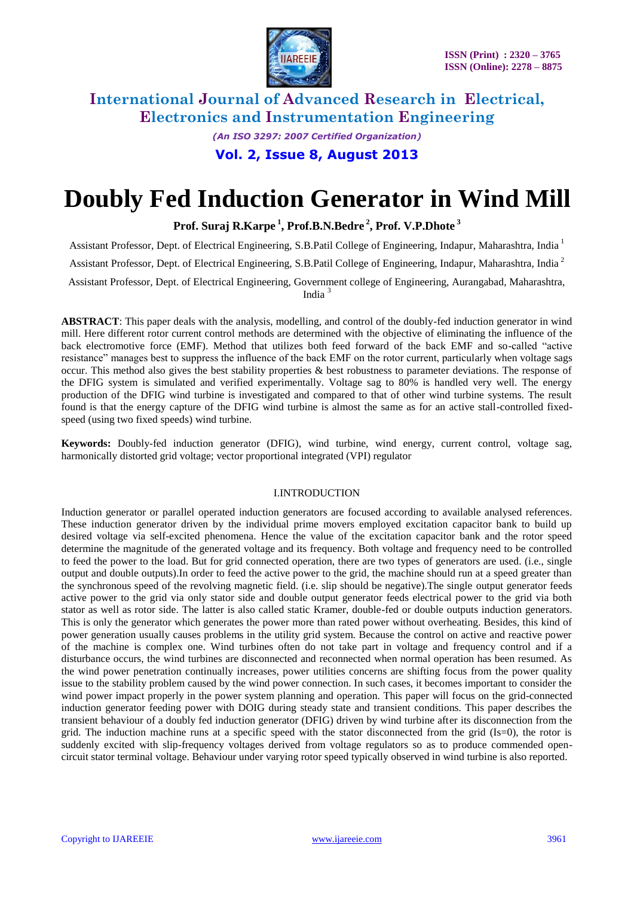# Doubly Fed Induction Generator in Wind Mill

**Prof. Suraj R.Karpe [1], Prof.B.N.Bedre [2], Prof. V.P.Dhote [3]**

Assistant Professor, Dept. of Electrical Engineering, S.B.Patil College of Engineering, Indapur, Maharashtra, India [1]

Assistant Professor, Dept. of Electrical Engineering, S.B.Patil College of Engineering, Indapur, Maharashtra, India [2]

Assistant Professor, Dept. of Electrical Engineering, Government college of Engineering, Aurangabad, Maharashtra, India [3]

**ABSTRACT**: This paper deals with the analysis, modelling, and control of the doubly-fed induction generator in wind mill. Here different rotor current control methods are determined with the objective of eliminating the influence of the back electromotive force (EMF). Method that utilizes both feed forward of the back EMF and so-called "active resistance" manages best to suppress the influence of the back EMF on the rotor current, particularly when voltage sags occur. This method also gives the best stability properties & best robustness to parameter deviations. The response of the DFIG system is simulated and verified experimentally. Voltage sag to 80% is handled very well. The energy production of the DFIG wind turbine is investigated and compared to that of other wind turbine systems. The result found is that the energy capture of the DFIG wind turbine is almost the same as for an active stall-controlled fixed-speed (using two fixed speeds) wind turbine.

**Keywords:** Doubly-fed induction generator (DFIG), wind turbine, wind energy, current control, voltage sag, harmonically distorted grid voltage; vector proportional integrated (VPI) regulator

## I.INTRODUCTION

Induction generator or parallel operated induction generators are focused according to available analysed references. These induction generator driven by the individual prime movers employed excitation capacitor bank to build up desired voltage via self-excited phenomena. Hence the value of the excitation capacitor bank and the rotor speed determine the magnitude of the generated voltage and its frequency. Both voltage and frequency need to be controlled to feed the power to the load. But for grid connected operation, there are two types of generators are used. (i.e., single output and double outputs).In order to feed the active power to the grid, the machine should run at a speed greater than the synchronous speed of the revolving magnetic field. (i.e. slip should be negative).The single output generator feeds active power to the grid via only stator side and double output generator feeds electrical power to the grid via both stator as well as rotor side. The latter is also called static Kramer, double-fed or double outputs induction generators. This is only the generator which generates the power more than rated power without overheating. Besides, this kind of power generation usually causes problems in the utility grid system. Because the control on active and reactive power of the machine is complex one. Wind turbines often do not take part in voltage and frequency control and if a disturbance occurs, the wind turbines are disconnected and reconnected when normal operation has been resumed. As the wind power penetration continually increases, power utilities concerns are shifting focus from the power quality issue to the stability problem caused by the wind power connection. In such cases, it becomes important to consider the wind power impact properly in the power system planning and operation. This paper will focus on the grid-connected induction generator feeding power with DOIG during steady state and transient conditions. This paper describes the transient behaviour of a doubly fed induction generator (DFIG) driven by wind turbine after its disconnection from the grid. The induction machine runs at a specific speed with the stator disconnected from the grid (Is=0), the rotor is suddenly excited with slip-frequency voltages derived from voltage regulators so as to produce commended open-circuit stator terminal voltage. Behaviour under varying rotor speed typically observed in wind turbine is also reported.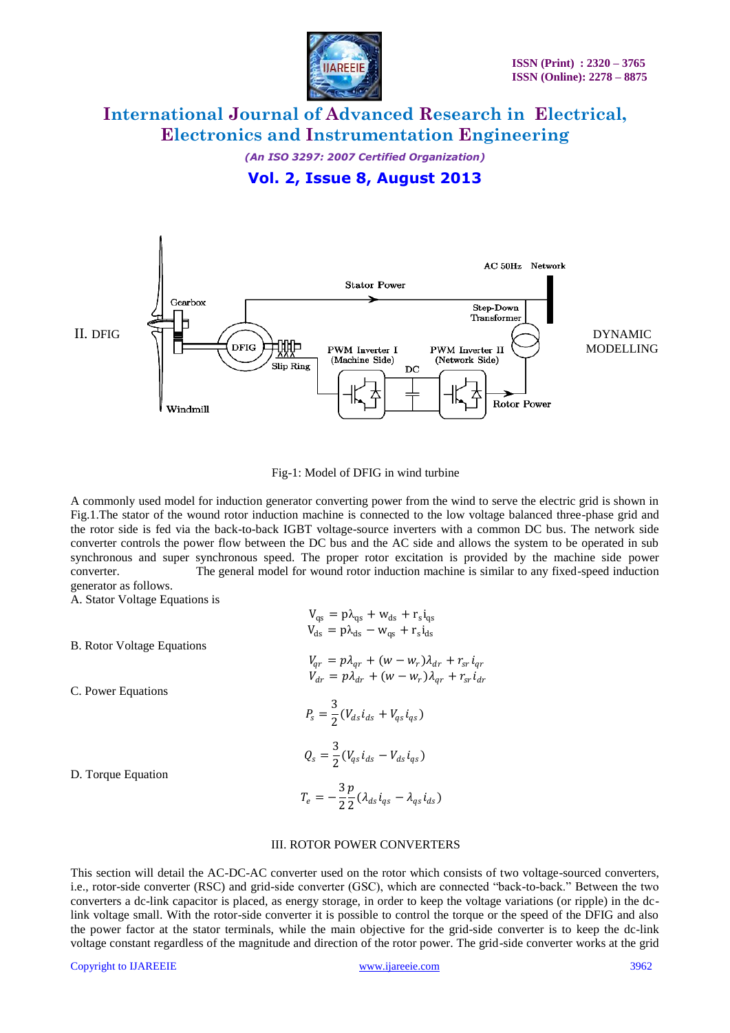## II. DFIG DYNAMIC MODELLING

Fig-1: Model of DFIG in wind turbine

A commonly used model for induction generator converting power from the wind to serve the electric grid is shown in Fig.1.The stator of the wound rotor induction machine is connected to the low voltage balanced three-phase grid and the rotor side is fed via the back-to-back IGBT voltage-source inverters with a common DC bus. The network side converter controls the power flow between the DC bus and the AC side and allows the system to be operated in sub synchronous and super synchronous speed. The proper rotor excitation is provided by the machine side power converter. The general model for wound rotor induction machine is similar to any fixed-speed induction generator as follows.

A. Stator Voltage Equations is

$$V_{qs} = p\lambda_{qs} + w_{ds} + r_s i_{qs}$$
$$V_{ds} = p\lambda_{ds} - w_{qs} + r_s i_{ds}$$

B. Rotor Voltage Equations

$$V_{qr} = p\lambda_{qr} + (w - w_r)\lambda_{dr} + r_{sr} i_{qr}$$
$$V_{dr} = p\lambda_{dr} + (w - w_r)\lambda_{qr} + r_{sr} i_{dr}$$

C. Power Equations

$$P_s = \frac{3}{2}(V_{ds} i_{ds} + V_{qs} i_{qs})$$

$$Q_s = \frac{3}{2}(V_{qs} i_{ds} - V_{ds} i_{qs})$$

D. Torque Equation

$$T_e = -\frac{3}{2}\frac{p}{2}(\lambda_{ds} i_{qs} - \lambda_{qs} i_{ds})$$

## III. ROTOR POWER CONVERTERS

This section will detail the AC-DC-AC converter used on the rotor which consists of two voltage-sourced converters, i.e., rotor-side converter (RSC) and grid-side converter (GSC), which are connected "back-to-back." Between the two converters a dc-link capacitor is placed, as energy storage, in order to keep the voltage variations (or ripple) in the dc-link voltage small. With the rotor-side converter it is possible to control the torque or the speed of the DFIG and also the power factor at the stator terminals, while the main objective for the grid-side converter is to keep the dc-link voltage constant regardless of the magnitude and direction of the rotor power. The grid-side converter works at the grid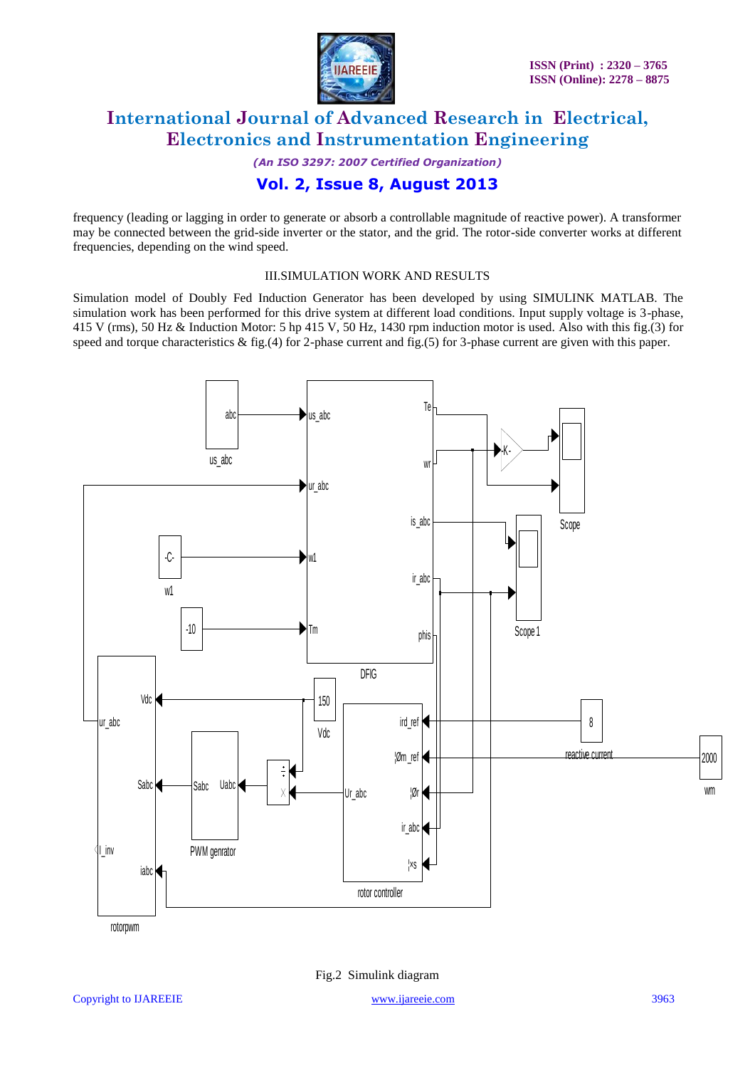frequency (leading or lagging in order to generate or absorb a controllable magnitude of reactive power). A transformer may be connected between the grid-side inverter or the stator, and the grid. The rotor-side converter works at different frequencies, depending on the wind speed.

## III.SIMULATION WORK AND RESULTS

Simulation model of Doubly Fed Induction Generator has been developed by using SIMULINK MATLAB. The simulation work has been performed for this drive system at different load conditions. Input supply voltage is 3-phase, 415 V (rms), 50 Hz & Induction Motor: 5 hp 415 V, 50 Hz, 1430 rpm induction motor is used. Also with this fig.(3) for speed and torque characteristics & fig.(4) for 2-phase current and fig.(5) for 3-phase current are given with this paper.

Fig.2 Simulink diagram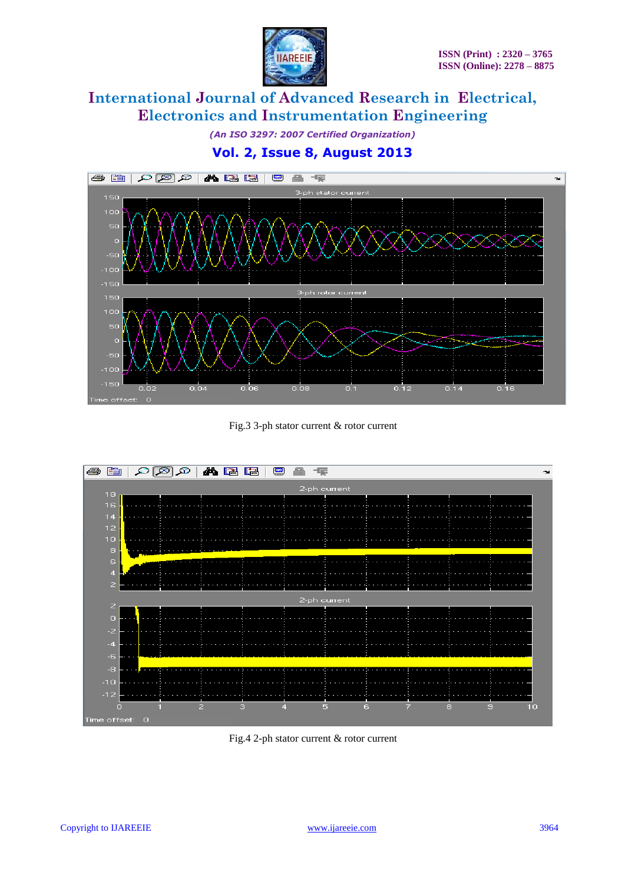Fig.3 3-ph stator current & rotor current

Fig.4 2-ph stator current & rotor current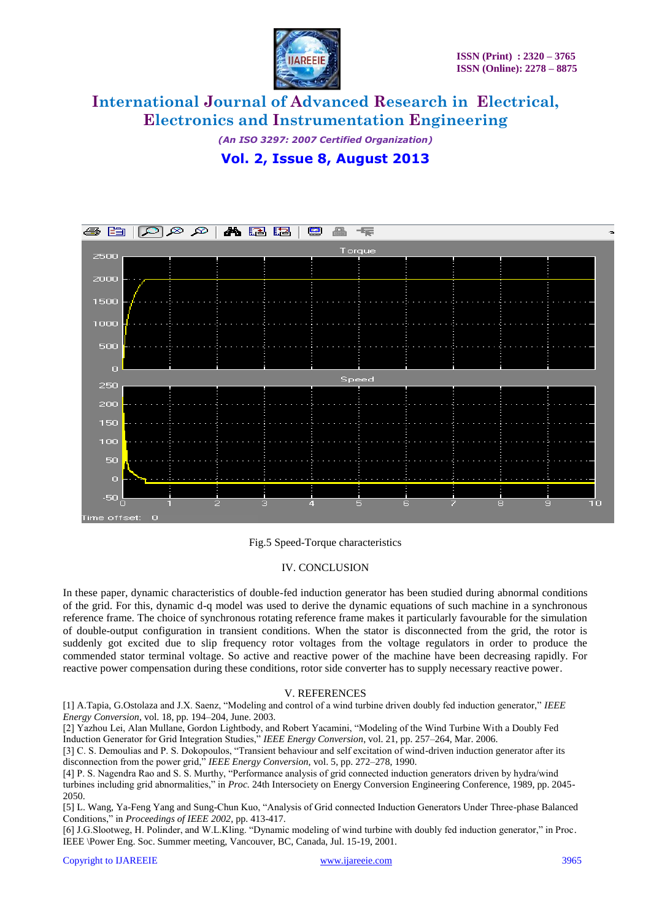Fig.5 Speed-Torque characteristics

## IV. CONCLUSION

In these paper, dynamic characteristics of double-fed induction generator has been studied during abnormal conditions of the grid. For this, dynamic d-q model was used to derive the dynamic equations of such machine in a synchronous reference frame. The choice of synchronous rotating reference frame makes it particularly favourable for the simulation of double-output configuration in transient conditions. When the stator is disconnected from the grid, the rotor is suddenly got excited due to slip frequency rotor voltages from the voltage regulators in order to produce the commended stator terminal voltage. So active and reactive power of the machine have been decreasing rapidly. For reactive power compensation during these conditions, rotor side converter has to supply necessary reactive power.

## V. REFERENCES

[1] A.Tapia, G.Ostolaza and J.X. Saenz, "Modeling and control of a wind turbine driven doubly fed induction generator," *IEEE Energy Conversion*, vol. 18, pp. 194–204, June. 2003.

[2] Yazhou Lei, Alan Mullane, Gordon Lightbody, and Robert Yacamini, "Modeling of the Wind Turbine With a Doubly Fed Induction Generator for Grid Integration Studies," *IEEE Energy Conversion*, vol. 21, pp. 257–264, Mar. 2006.

[3] C. S. Demoulias and P. S. Dokopoulos, "Transient behaviour and self excitation of wind-driven induction generator after its disconnection from the power grid," *IEEE Energy Conversion*, vol. 5, pp. 272–278, 1990.

[4] P. S. Nagendra Rao and S. S. Murthy, "Performance analysis of grid connected induction generators driven by hydra/wind turbines including grid abnormalities," in *Proc.* 24th Intersociety on Energy Conversion Engineering Conference, 1989, pp. 2045-2050.

[5] L. Wang, Ya-Feng Yang and Sung-Chun Kuo, "Analysis of Grid connected Induction Generators Under Three-phase Balanced Conditions," in *Proceedings of IEEE 2002*, pp. 413-417.

[6] J.G.Slootweg, H. Polinder, and W.L.Kling. "Dynamic modeling of wind turbine with doubly fed induction generator," in Proc. IEEE \Power Eng. Soc. Summer meeting, Vancouver, BC, Canada, Jul. 15-19, 2001.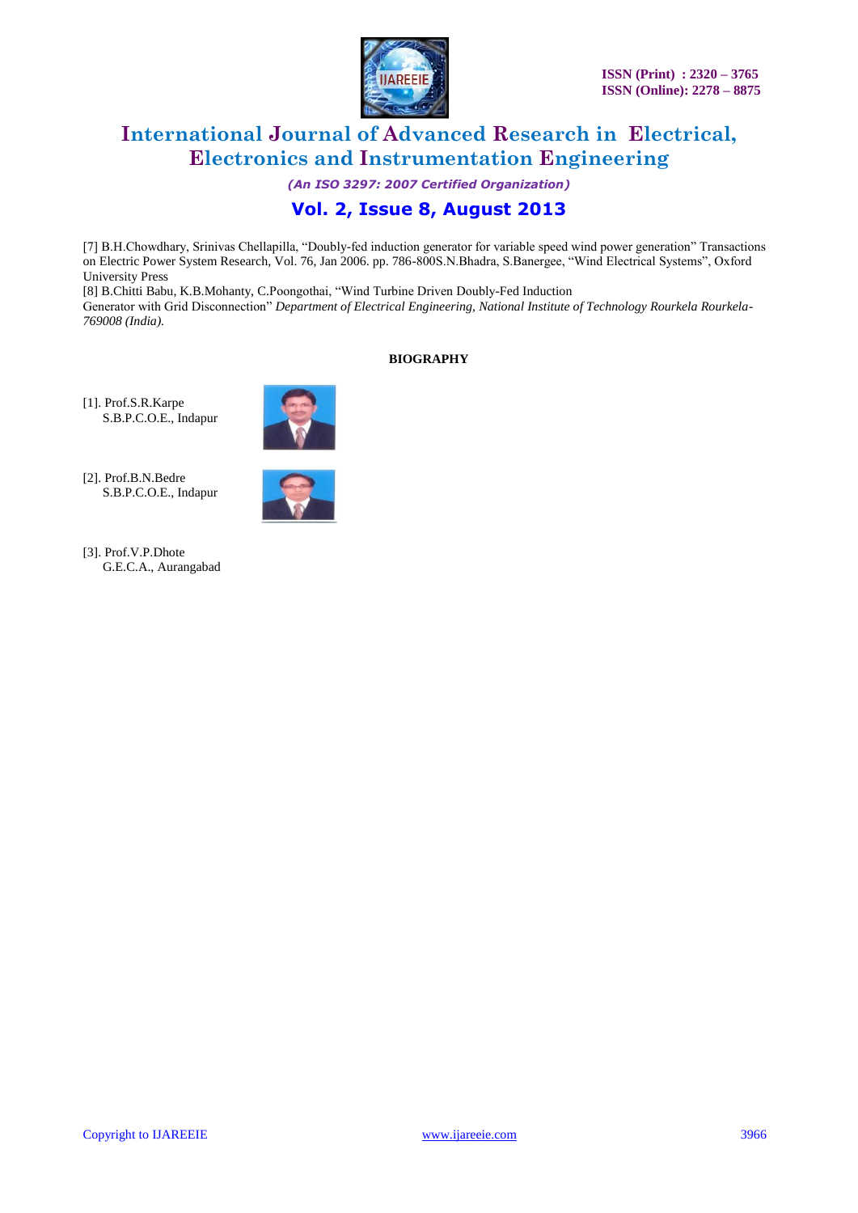[7] B.H.Chowdhary, Srinivas Chellapilla, "Doubly-fed induction generator for variable speed wind power generation" Transactions on Electric Power System Research, Vol. 76, Jan 2006. pp. 786-800S.N.Bhadra, S.Banergee, "Wind Electrical Systems", Oxford University Press

[8] B.Chitti Babu, K.B.Mohanty, C.Poongothai, "Wind Turbine Driven Doubly-Fed Induction Generator with Grid Disconnection" *Department of Electrical Engineering, National Institute of Technology Rourkela Rourkela-769008 (India).*

**BIOGRAPHY**

[1]. Prof.S.R.Karpe
S.B.P.C.O.E., Indapur

[2]. Prof.B.N.Bedre
S.B.P.C.O.E., Indapur

[3]. Prof.V.P.Dhote
G.E.C.A., Aurangabad